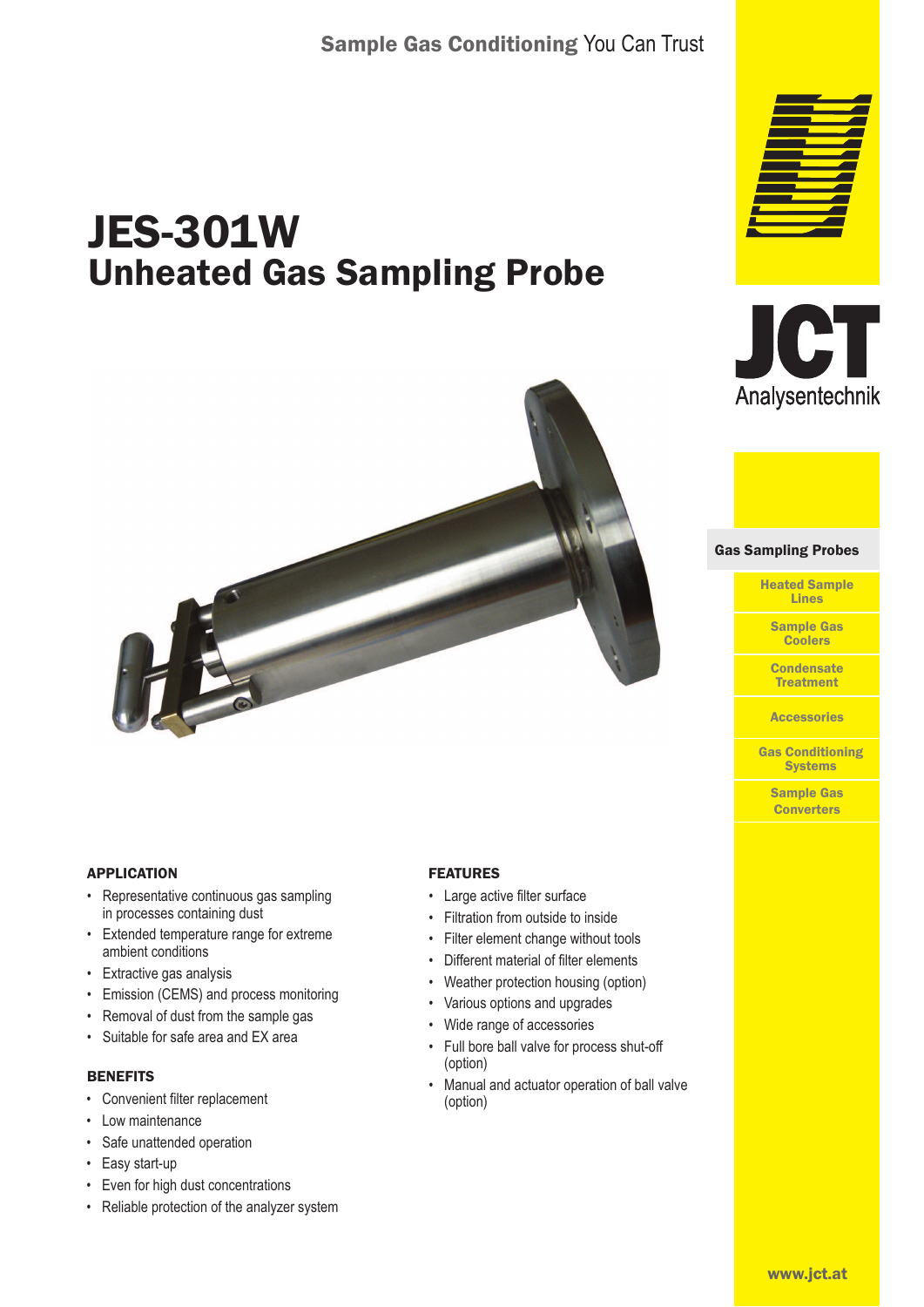Sample Gas Conditioning You Can Trust

# JES-301W
## Unheated Gas Sampling Probe

JCT Analysentechnik

- **Gas Sampling Probes**
- Heated Sample Lines
- Sample Gas Coolers
- Condensate Treatment
- Accessories
- Gas Conditioning Systems
- Sample Gas Converters

### APPLICATION

- Representative continuous gas sampling in processes containing dust
- Extended temperature range for extreme ambient conditions
- Extractive gas analysis
- Emission (CEMS) and process monitoring
- Removal of dust from the sample gas
- Suitable for safe area and EX area

### BENEFITS

- Convenient filter replacement
- Low maintenance
- Safe unattended operation
- Easy start-up
- Even for high dust concentrations
- Reliable protection of the analyzer system

### FEATURES

- Large active filter surface
- Filtration from outside to inside
- Filter element change without tools
- Different material of filter elements
- Weather protection housing (option)
- Various options and upgrades
- Wide range of accessories
- Full bore ball valve for process shut-off (option)
- Manual and actuator operation of ball valve (option)

www.jct.at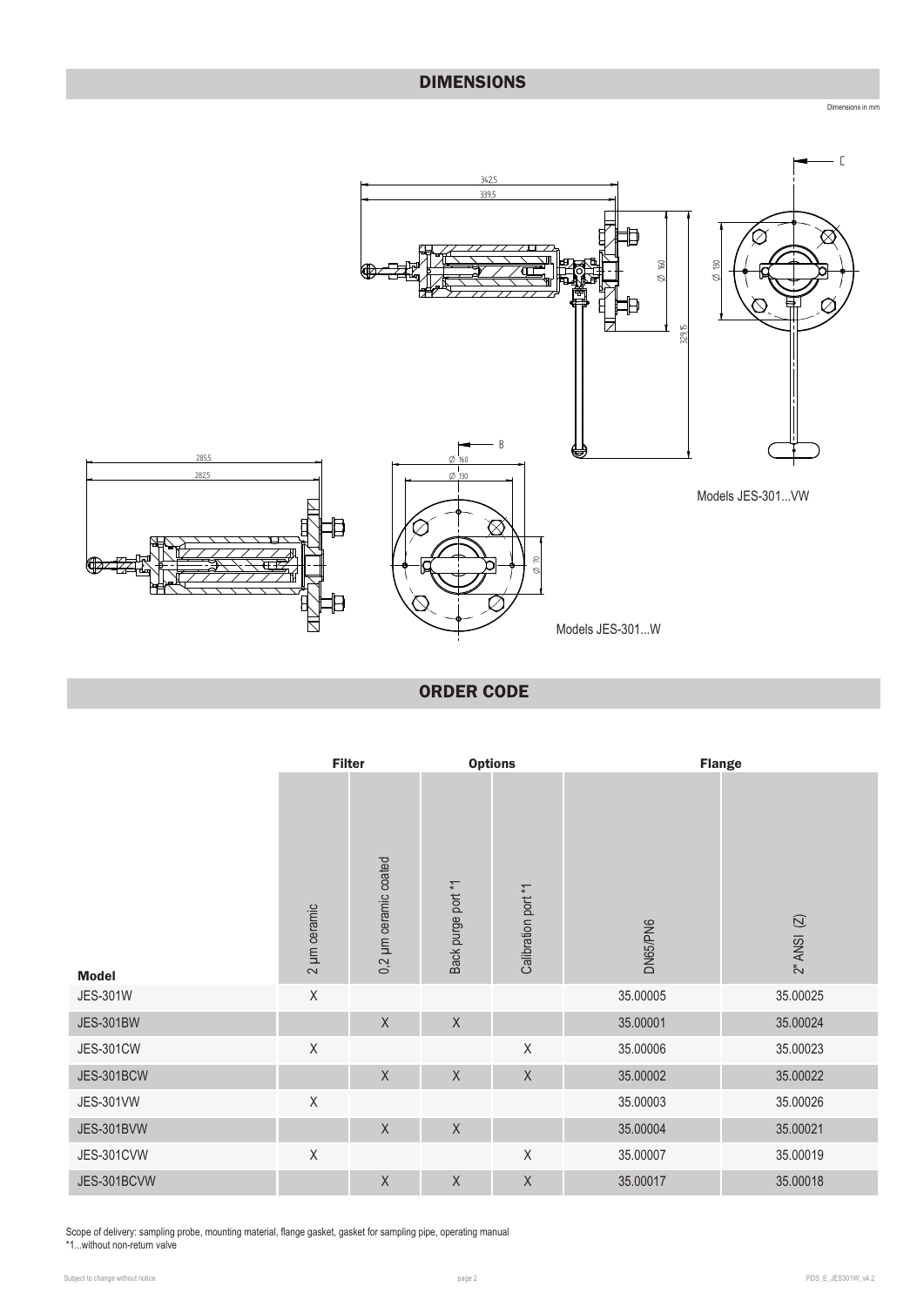## DIMENSIONS

Dimensions in mm

Models JES-301...VW

Models JES-301...W

## ORDER CODE

| | Filter | | Options | | Flange | |
|---|---|---|---|---|---|---|
| **Model** | 2 µm ceramic | 0,2 µm ceramic coated | Back purge port *1 | Calibration port *1 | DN65/PN6 | 2" ANSI (Z) |
| JES-301W | X | | | | 35.00005 | 35.00025 |
| JES-301BW | | X | X | | 35.00001 | 35.00024 |
| JES-301CW | X | | | X | 35.00006 | 35.00023 |
| JES-301BCW | | X | X | X | 35.00002 | 35.00022 |
| JES-301VW | X | | | | 35.00003 | 35.00026 |
| JES-301BVW | | X | X | | 35.00004 | 35.00021 |
| JES-301CVW | X | | | X | 35.00007 | 35.00019 |
| JES-301BCVW | | X | X | X | 35.00017 | 35.00018 |

Scope of delivery: sampling probe, mounting material, flange gasket, gasket for sampling pipe, operating manual

*1...without non-return valve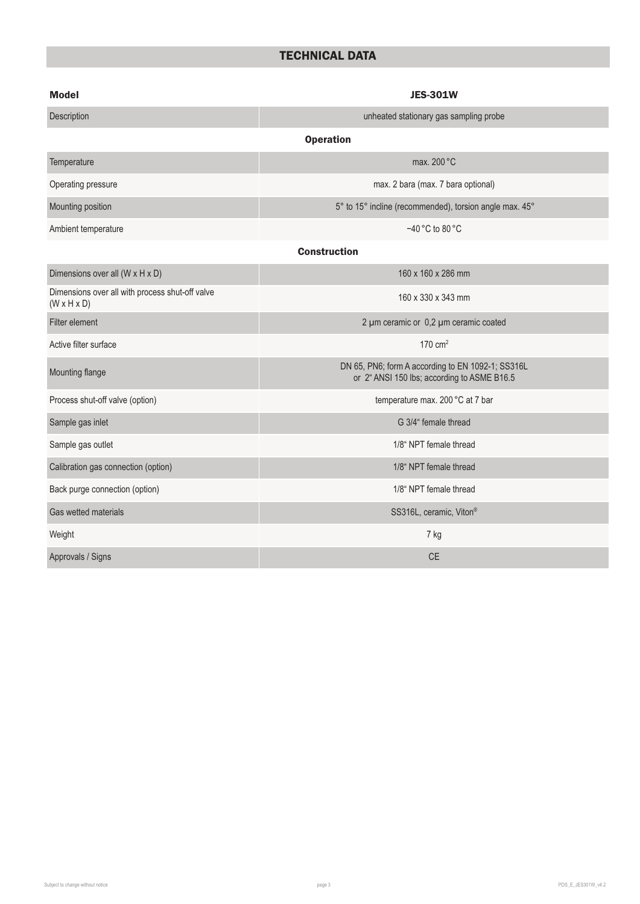## TECHNICAL DATA

| Model | JES-301W |
|---|---|
| Description | unheated stationary gas sampling probe |
| **Operation** | |
| Temperature | max. 200 °C |
| Operating pressure | max. 2 bara (max. 7 bara optional) |
| Mounting position | 5° to 15° incline (recommended), torsion angle max. 45° |
| Ambient temperature | −40 °C to 80 °C |
| **Construction** | |
| Dimensions over all (W x H x D) | 160 x 160 x 286 mm |
| Dimensions over all with process shut-off valve (W x H x D) | 160 x 330 x 343 mm |
| Filter element | 2 µm ceramic or 0,2 µm ceramic coated |
| Active filter surface | 170 $cm^2$ |
| Mounting flange | DN 65, PN6; form A according to EN 1092-1; SS316L or 2" ANSI 150 lbs; according to ASME B16.5 |
| Process shut-off valve (option) | temperature max. 200 °C at 7 bar |
| Sample gas inlet | G 3/4" female thread |
| Sample gas outlet | 1/8" NPT female thread |
| Calibration gas connection (option) | 1/8" NPT female thread |
| Back purge connection (option) | 1/8" NPT female thread |
| Gas wetted materials | SS316L, ceramic, Viton® |
| Weight | 7 kg |
| Approvals / Signs | CE |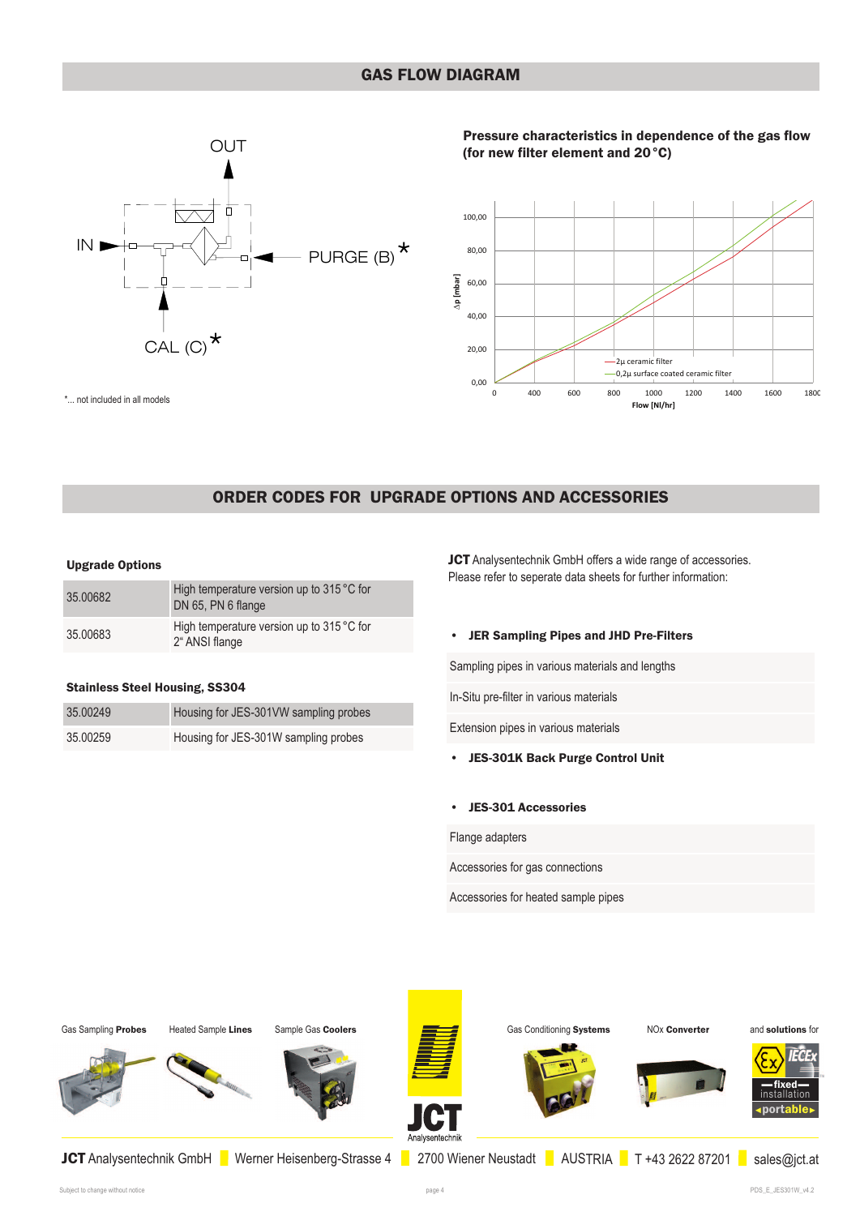## GAS FLOW DIAGRAM

OUT

IN

PURGE (B) *

CAL (C) *

*... not included in all models

**Pressure characteristics in dependence of the gas flow (for new filter element and 20 °C)**

100,00
80,00
60,00
40,00
20,00
0,00

Δp [mbar]

0
400
600
800
1000
1200
1400
1600
1800

Flow [Nl/hr]

2µ ceramic filter
0,2µ surface coated ceramic filter

## ORDER CODES FOR UPGRADE OPTIONS AND ACCESSORIES

**Upgrade Options**

| | |
|---|---|
| 35.00682 | High temperature version up to 315 °C for DN 65, PN 6 flange |
| 35.00683 | High temperature version up to 315 °C for 2" ANSI flange |

**Stainless Steel Housing, SS304**

| | |
|---|---|
| 35.00249 | Housing for JES-301VW sampling probes |
| 35.00259 | Housing for JES-301W sampling probes |

**JCT** Analysentechnik GmbH offers a wide range of accessories. Please refer to seperate data sheets for further information:

- **JER Sampling Pipes and JHD Pre-Filters**

Sampling pipes in various materials and lengths

In-Situ pre-filter in various materials

Extension pipes in various materials

- **JES-301K Back Purge Control Unit**

- **JES-301 Accessories**

Flange adapters

Accessories for gas connections

Accessories for heated sample pipes

Gas Sampling **Probes** | Heated Sample **Lines** | Sample Gas **Coolers** | Gas Conditioning **Systems** | NOx **Converter** | and **solutions** for

**JCT** Analysentechnik GmbH | Werner Heisenberg-Strasse 4 | 2700 Wiener Neustadt | AUSTRIA | T +43 2622 87201 | sales@jct.at

Subject to change without notice

PDS_E_JES301W_v4.2